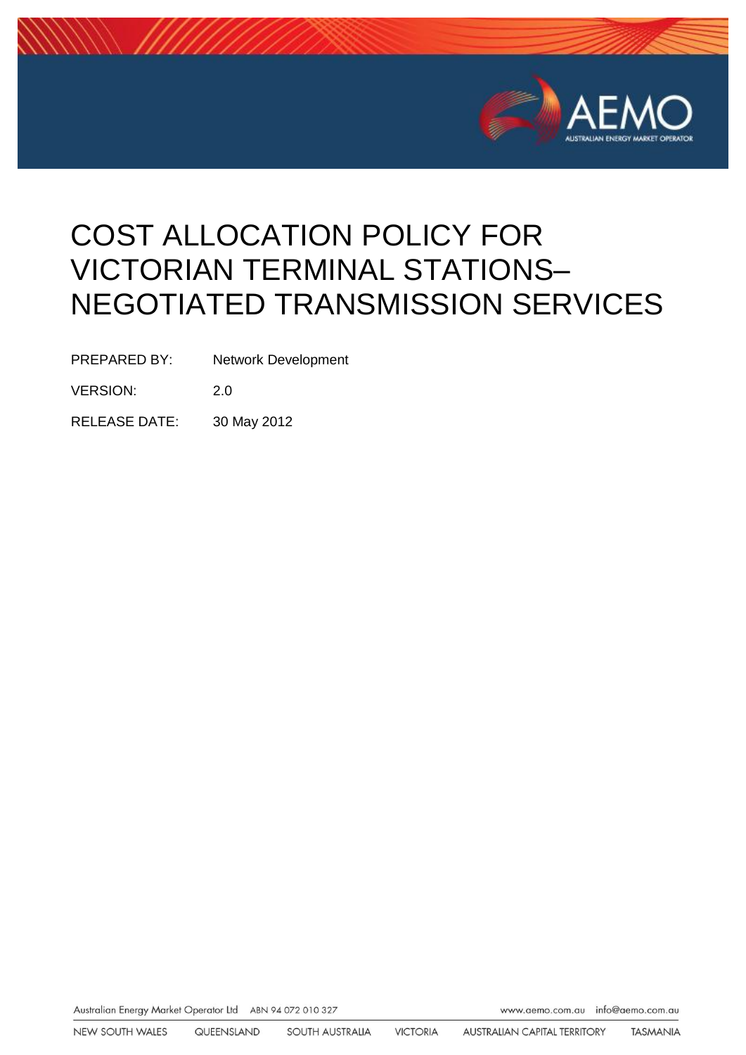# COST ALLOCATION POLICY FOR VICTORIAN TERMINAL STATIONS– NEGOTIATED TRANSMISSION SERVICES

PREPARED BY: Network Development

VERSION: 2.0

RELEASE DATE: 30 May 2012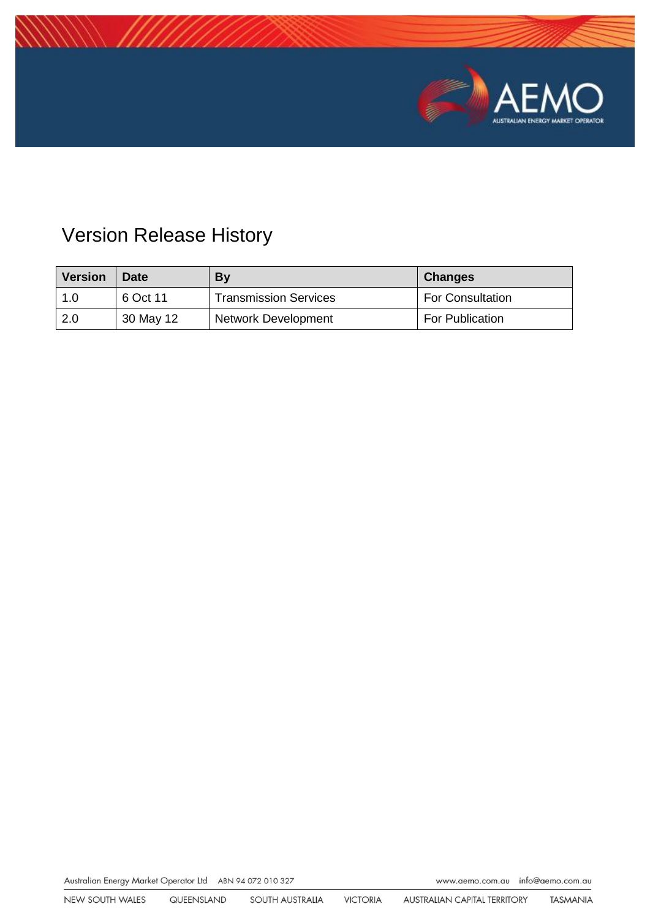# Version Release History

| Version | Date | By | Changes |
|---|---|---|---|
| 1.0 | 6 Oct 11 | Transmission Services | For Consultation |
| 2.0 | 30 May 12 | Network Development | For Publication |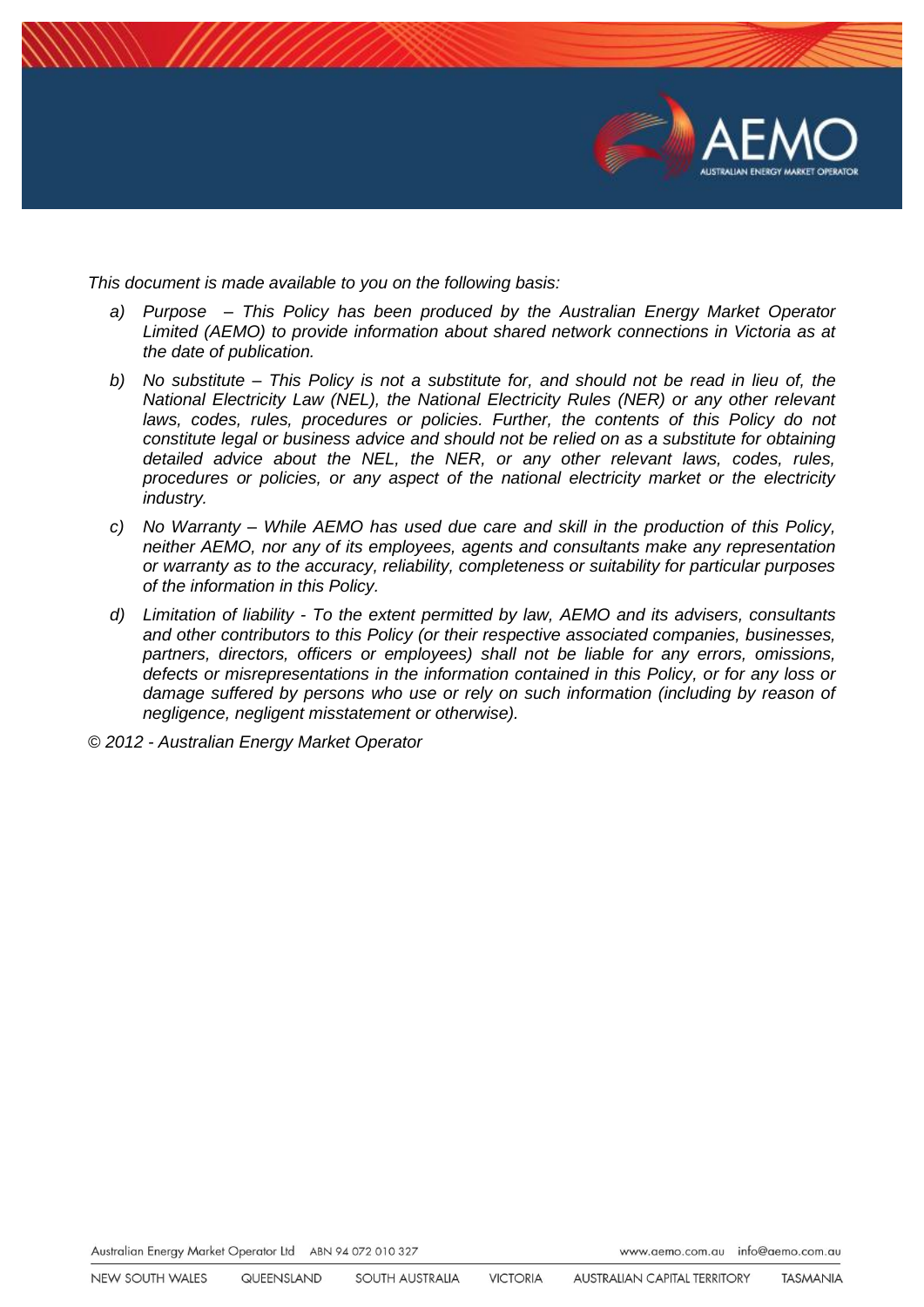*This document is made available to you on the following basis:*

a) *Purpose – This Policy has been produced by the Australian Energy Market Operator Limited (AEMO) to provide information about shared network connections in Victoria as at the date of publication.*

b) *No substitute – This Policy is not a substitute for, and should not be read in lieu of, the National Electricity Law (NEL), the National Electricity Rules (NER) or any other relevant laws, codes, rules, procedures or policies. Further, the contents of this Policy do not constitute legal or business advice and should not be relied on as a substitute for obtaining detailed advice about the NEL, the NER, or any other relevant laws, codes, rules, procedures or policies, or any aspect of the national electricity market or the electricity industry.*

c) *No Warranty – While AEMO has used due care and skill in the production of this Policy, neither AEMO, nor any of its employees, agents and consultants make any representation or warranty as to the accuracy, reliability, completeness or suitability for particular purposes of the information in this Policy.*

d) *Limitation of liability - To the extent permitted by law, AEMO and its advisers, consultants and other contributors to this Policy (or their respective associated companies, businesses, partners, directors, officers or employees) shall not be liable for any errors, omissions, defects or misrepresentations in the information contained in this Policy, or for any loss or damage suffered by persons who use or rely on such information (including by reason of negligence, negligent misstatement or otherwise).*

*© 2012 - Australian Energy Market Operator*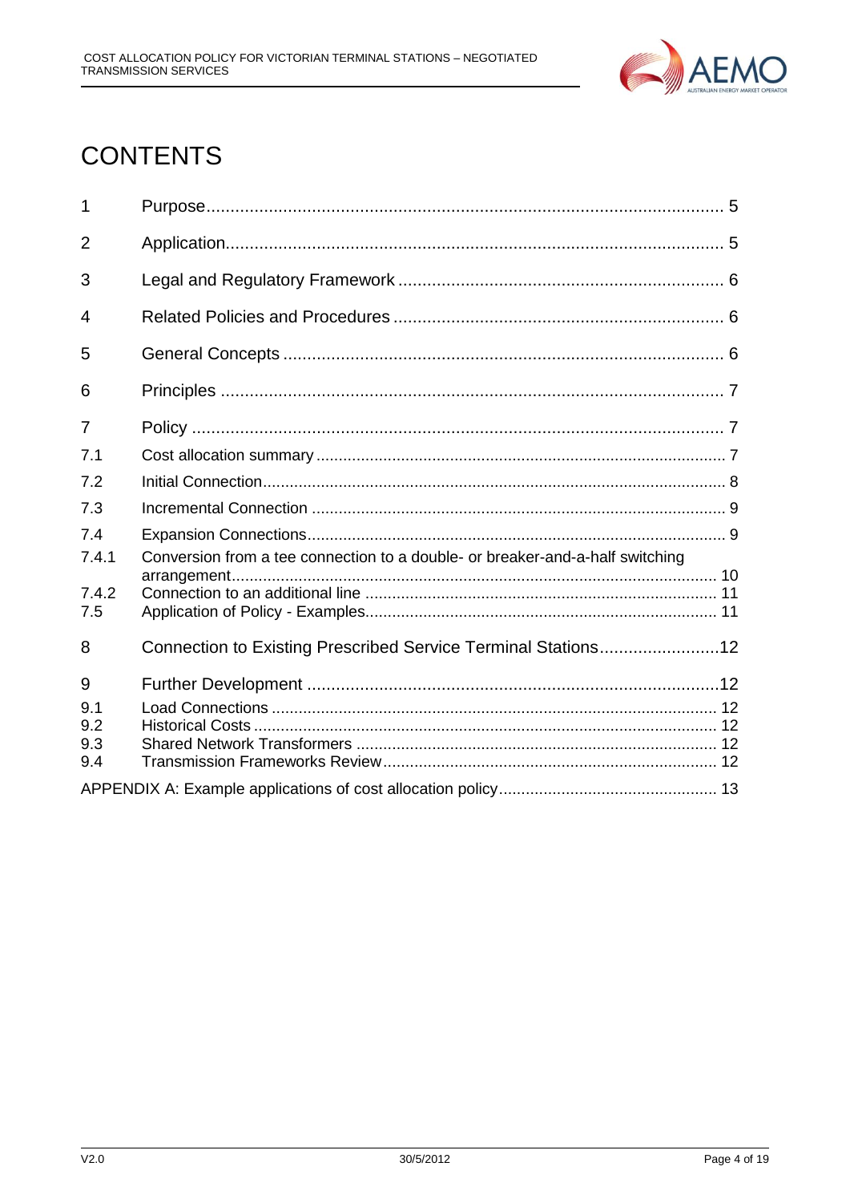# CONTENTS

| | | |
|---|---|---|
| 1 | Purpose | 5 |
| 2 | Application | 5 |
| 3 | Legal and Regulatory Framework | 6 |
| 4 | Related Policies and Procedures | 6 |
| 5 | General Concepts | 6 |
| 6 | Principles | 7 |
| 7 | Policy | 7 |
| 7.1 | Cost allocation summary | 7 |
| 7.2 | Initial Connection | 8 |
| 7.3 | Incremental Connection | 9 |
| 7.4 | Expansion Connections | 9 |
| 7.4.1 | Conversion from a tee connection to a double- or breaker-and-a-half switching arrangement | 10 |
| 7.4.2 | Connection to an additional line | 11 |
| 7.5 | Application of Policy - Examples | 11 |
| 8 | Connection to Existing Prescribed Service Terminal Stations | 12 |
| 9 | Further Development | 12 |
| 9.1 | Load Connections | 12 |
| 9.2 | Historical Costs | 12 |
| 9.3 | Shared Network Transformers | 12 |
| 9.4 | Transmission Frameworks Review | 12 |
| APPENDIX A: Example applications of cost allocation policy | | 13 |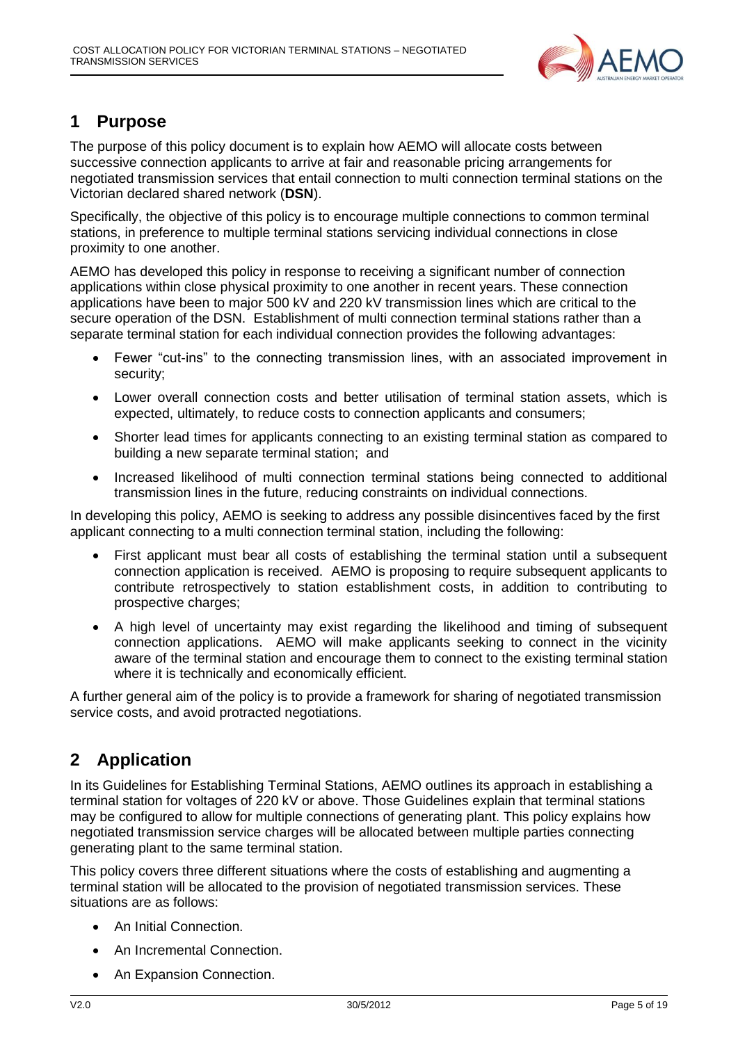## 1 Purpose

The purpose of this policy document is to explain how AEMO will allocate costs between successive connection applicants to arrive at fair and reasonable pricing arrangements for negotiated transmission services that entail connection to multi connection terminal stations on the Victorian declared shared network (**DSN**).

Specifically, the objective of this policy is to encourage multiple connections to common terminal stations, in preference to multiple terminal stations servicing individual connections in close proximity to one another.

AEMO has developed this policy in response to receiving a significant number of connection applications within close physical proximity to one another in recent years. These connection applications have been to major 500 kV and 220 kV transmission lines which are critical to the secure operation of the DSN. Establishment of multi connection terminal stations rather than a separate terminal station for each individual connection provides the following advantages:

- Fewer "cut-ins" to the connecting transmission lines, with an associated improvement in security;
- Lower overall connection costs and better utilisation of terminal station assets, which is expected, ultimately, to reduce costs to connection applicants and consumers;
- Shorter lead times for applicants connecting to an existing terminal station as compared to building a new separate terminal station; and
- Increased likelihood of multi connection terminal stations being connected to additional transmission lines in the future, reducing constraints on individual connections.

In developing this policy, AEMO is seeking to address any possible disincentives faced by the first applicant connecting to a multi connection terminal station, including the following:

- First applicant must bear all costs of establishing the terminal station until a subsequent connection application is received. AEMO is proposing to require subsequent applicants to contribute retrospectively to station establishment costs, in addition to contributing to prospective charges;
- A high level of uncertainty may exist regarding the likelihood and timing of subsequent connection applications. AEMO will make applicants seeking to connect in the vicinity aware of the terminal station and encourage them to connect to the existing terminal station where it is technically and economically efficient.

A further general aim of the policy is to provide a framework for sharing of negotiated transmission service costs, and avoid protracted negotiations.

## 2 Application

In its Guidelines for Establishing Terminal Stations, AEMO outlines its approach in establishing a terminal station for voltages of 220 kV or above. Those Guidelines explain that terminal stations may be configured to allow for multiple connections of generating plant. This policy explains how negotiated transmission service charges will be allocated between multiple parties connecting generating plant to the same terminal station.

This policy covers three different situations where the costs of establishing and augmenting a terminal station will be allocated to the provision of negotiated transmission services. These situations are as follows:

- An Initial Connection.
- An Incremental Connection.
- An Expansion Connection.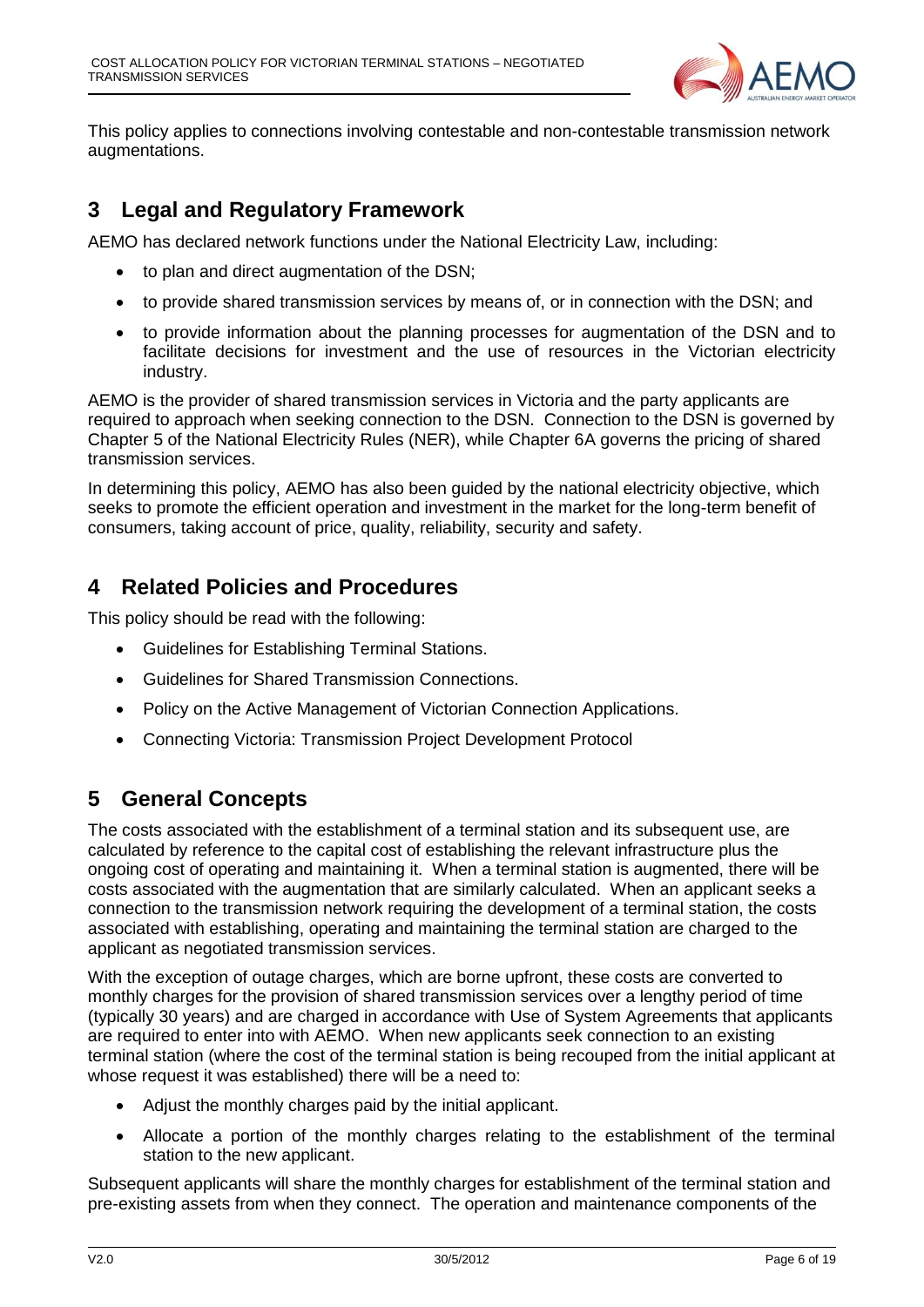This policy applies to connections involving contestable and non-contestable transmission network augmentations.

## 3 Legal and Regulatory Framework

AEMO has declared network functions under the National Electricity Law, including:

- to plan and direct augmentation of the DSN;
- to provide shared transmission services by means of, or in connection with the DSN; and
- to provide information about the planning processes for augmentation of the DSN and to facilitate decisions for investment and the use of resources in the Victorian electricity industry.

AEMO is the provider of shared transmission services in Victoria and the party applicants are required to approach when seeking connection to the DSN. Connection to the DSN is governed by Chapter 5 of the National Electricity Rules (NER), while Chapter 6A governs the pricing of shared transmission services.

In determining this policy, AEMO has also been guided by the national electricity objective, which seeks to promote the efficient operation and investment in the market for the long-term benefit of consumers, taking account of price, quality, reliability, security and safety.

## 4 Related Policies and Procedures

This policy should be read with the following:

- Guidelines for Establishing Terminal Stations.
- Guidelines for Shared Transmission Connections.
- Policy on the Active Management of Victorian Connection Applications.
- Connecting Victoria: Transmission Project Development Protocol

## 5 General Concepts

The costs associated with the establishment of a terminal station and its subsequent use, are calculated by reference to the capital cost of establishing the relevant infrastructure plus the ongoing cost of operating and maintaining it. When a terminal station is augmented, there will be costs associated with the augmentation that are similarly calculated. When an applicant seeks a connection to the transmission network requiring the development of a terminal station, the costs associated with establishing, operating and maintaining the terminal station are charged to the applicant as negotiated transmission services.

With the exception of outage charges, which are borne upfront, these costs are converted to monthly charges for the provision of shared transmission services over a lengthy period of time (typically 30 years) and are charged in accordance with Use of System Agreements that applicants are required to enter into with AEMO. When new applicants seek connection to an existing terminal station (where the cost of the terminal station is being recouped from the initial applicant at whose request it was established) there will be a need to:

- Adjust the monthly charges paid by the initial applicant.
- Allocate a portion of the monthly charges relating to the establishment of the terminal station to the new applicant.

Subsequent applicants will share the monthly charges for establishment of the terminal station and pre-existing assets from when they connect. The operation and maintenance components of the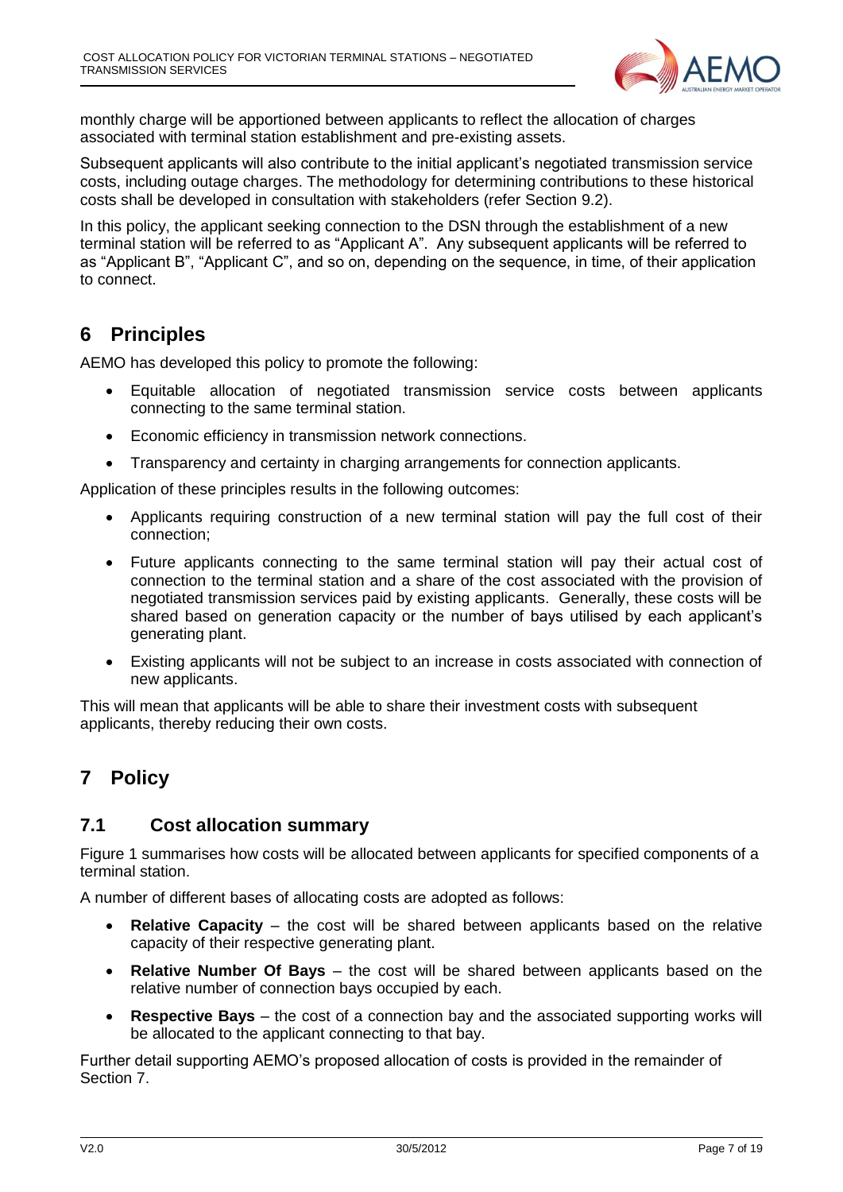monthly charge will be apportioned between applicants to reflect the allocation of charges associated with terminal station establishment and pre-existing assets.

Subsequent applicants will also contribute to the initial applicant's negotiated transmission service costs, including outage charges. The methodology for determining contributions to these historical costs shall be developed in consultation with stakeholders (refer Section 9.2).

In this policy, the applicant seeking connection to the DSN through the establishment of a new terminal station will be referred to as "Applicant A". Any subsequent applicants will be referred to as "Applicant B", "Applicant C", and so on, depending on the sequence, in time, of their application to connect.

# 6 Principles

AEMO has developed this policy to promote the following:

- Equitable allocation of negotiated transmission service costs between applicants connecting to the same terminal station.
- Economic efficiency in transmission network connections.
- Transparency and certainty in charging arrangements for connection applicants.

Application of these principles results in the following outcomes:

- Applicants requiring construction of a new terminal station will pay the full cost of their connection;
- Future applicants connecting to the same terminal station will pay their actual cost of connection to the terminal station and a share of the cost associated with the provision of negotiated transmission services paid by existing applicants. Generally, these costs will be shared based on generation capacity or the number of bays utilised by each applicant's generating plant.
- Existing applicants will not be subject to an increase in costs associated with connection of new applicants.

This will mean that applicants will be able to share their investment costs with subsequent applicants, thereby reducing their own costs.

# 7 Policy

## 7.1 Cost allocation summary

Figure 1 summarises how costs will be allocated between applicants for specified components of a terminal station.

A number of different bases of allocating costs are adopted as follows:

- **Relative Capacity** – the cost will be shared between applicants based on the relative capacity of their respective generating plant.
- **Relative Number Of Bays** – the cost will be shared between applicants based on the relative number of connection bays occupied by each.
- **Respective Bays** – the cost of a connection bay and the associated supporting works will be allocated to the applicant connecting to that bay.

Further detail supporting AEMO's proposed allocation of costs is provided in the remainder of Section 7.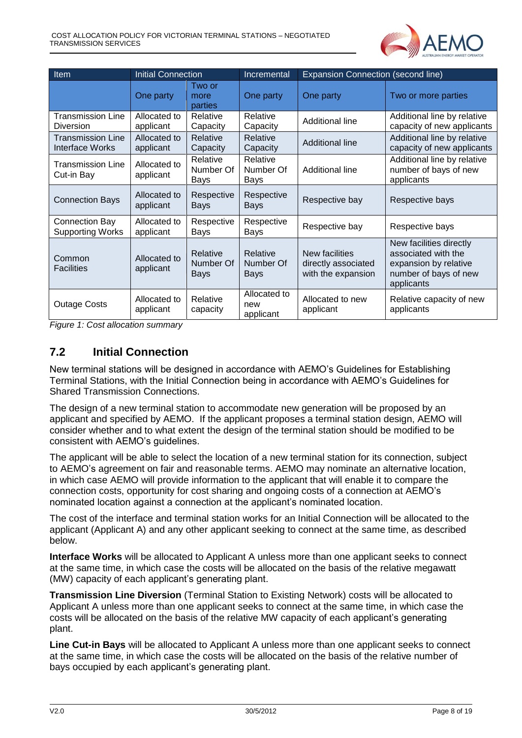| Item | Initial Connection | | Incremental | Expansion Connection (second line) | |
|---|---|---|---|---|---|
| | One party | Two or more parties | One party | One party | Two or more parties |
| Transmission Line Diversion | Allocated to applicant | Relative Capacity | Relative Capacity | Additional line | Additional line by relative capacity of new applicants |
| Transmission Line Interface Works | Allocated to applicant | Relative Capacity | Relative Capacity | Additional line | Additional line by relative capacity of new applicants |
| Transmission Line Cut-in Bay | Allocated to applicant | Relative Number Of Bays | Relative Number Of Bays | Additional line | Additional line by relative number of bays of new applicants |
| Connection Bays | Allocated to applicant | Respective Bays | Respective Bays | Respective bay | Respective bays |
| Connection Bay Supporting Works | Allocated to applicant | Respective Bays | Respective Bays | Respective bay | Respective bays |
| Common Facilities | Allocated to applicant | Relative Number Of Bays | Relative Number Of Bays | New facilities directly associated with the expansion | New facilities directly associated with the expansion by relative number of bays of new applicants |
| Outage Costs | Allocated to applicant | Relative capacity | Allocated to new applicant | Allocated to new applicant | Relative capacity of new applicants |

*Figure 1: Cost allocation summary*

## 7.2 Initial Connection

New terminal stations will be designed in accordance with AEMO's Guidelines for Establishing Terminal Stations, with the Initial Connection being in accordance with AEMO's Guidelines for Shared Transmission Connections.

The design of a new terminal station to accommodate new generation will be proposed by an applicant and specified by AEMO. If the applicant proposes a terminal station design, AEMO will consider whether and to what extent the design of the terminal station should be modified to be consistent with AEMO's guidelines.

The applicant will be able to select the location of a new terminal station for its connection, subject to AEMO's agreement on fair and reasonable terms. AEMO may nominate an alternative location, in which case AEMO will provide information to the applicant that will enable it to compare the connection costs, opportunity for cost sharing and ongoing costs of a connection at AEMO's nominated location against a connection at the applicant's nominated location.

The cost of the interface and terminal station works for an Initial Connection will be allocated to the applicant (Applicant A) and any other applicant seeking to connect at the same time, as described below.

**Interface Works** will be allocated to Applicant A unless more than one applicant seeks to connect at the same time, in which case the costs will be allocated on the basis of the relative megawatt (MW) capacity of each applicant's generating plant.

**Transmission Line Diversion** (Terminal Station to Existing Network) costs will be allocated to Applicant A unless more than one applicant seeks to connect at the same time, in which case the costs will be allocated on the basis of the relative MW capacity of each applicant's generating plant.

**Line Cut-in Bays** will be allocated to Applicant A unless more than one applicant seeks to connect at the same time, in which case the costs will be allocated on the basis of the relative number of bays occupied by each applicant's generating plant.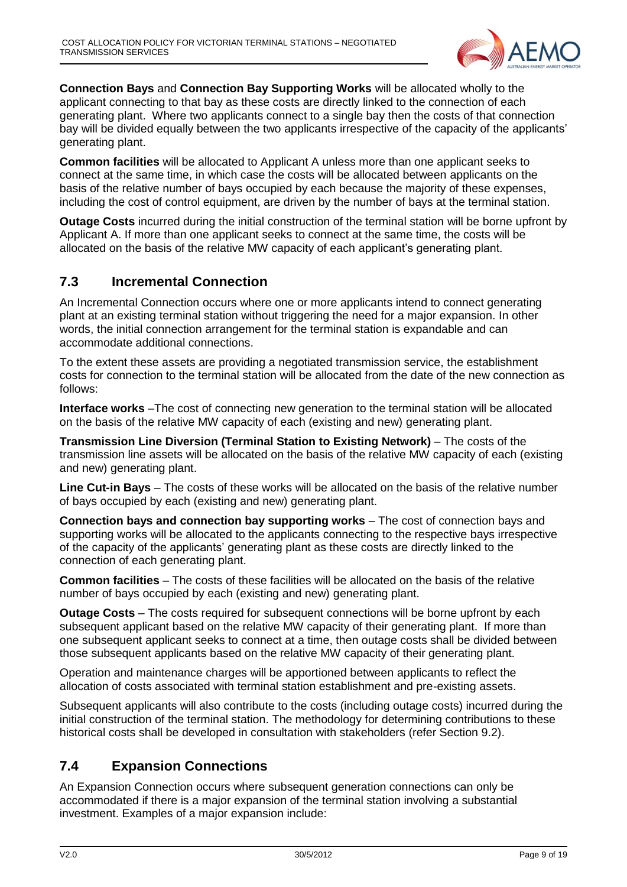**Connection Bays** and **Connection Bay Supporting Works** will be allocated wholly to the applicant connecting to that bay as these costs are directly linked to the connection of each generating plant. Where two applicants connect to a single bay then the costs of that connection bay will be divided equally between the two applicants irrespective of the capacity of the applicants' generating plant.

**Common facilities** will be allocated to Applicant A unless more than one applicant seeks to connect at the same time, in which case the costs will be allocated between applicants on the basis of the relative number of bays occupied by each because the majority of these expenses, including the cost of control equipment, are driven by the number of bays at the terminal station.

**Outage Costs** incurred during the initial construction of the terminal station will be borne upfront by Applicant A. If more than one applicant seeks to connect at the same time, the costs will be allocated on the basis of the relative MW capacity of each applicant's generating plant.

## 7.3 Incremental Connection

An Incremental Connection occurs where one or more applicants intend to connect generating plant at an existing terminal station without triggering the need for a major expansion. In other words, the initial connection arrangement for the terminal station is expandable and can accommodate additional connections.

To the extent these assets are providing a negotiated transmission service, the establishment costs for connection to the terminal station will be allocated from the date of the new connection as follows:

**Interface works** –The cost of connecting new generation to the terminal station will be allocated on the basis of the relative MW capacity of each (existing and new) generating plant.

**Transmission Line Diversion (Terminal Station to Existing Network)** – The costs of the transmission line assets will be allocated on the basis of the relative MW capacity of each (existing and new) generating plant.

**Line Cut-in Bays** – The costs of these works will be allocated on the basis of the relative number of bays occupied by each (existing and new) generating plant.

**Connection bays and connection bay supporting works** – The cost of connection bays and supporting works will be allocated to the applicants connecting to the respective bays irrespective of the capacity of the applicants' generating plant as these costs are directly linked to the connection of each generating plant.

**Common facilities** – The costs of these facilities will be allocated on the basis of the relative number of bays occupied by each (existing and new) generating plant.

**Outage Costs** – The costs required for subsequent connections will be borne upfront by each subsequent applicant based on the relative MW capacity of their generating plant. If more than one subsequent applicant seeks to connect at a time, then outage costs shall be divided between those subsequent applicants based on the relative MW capacity of their generating plant.

Operation and maintenance charges will be apportioned between applicants to reflect the allocation of costs associated with terminal station establishment and pre-existing assets.

Subsequent applicants will also contribute to the costs (including outage costs) incurred during the initial construction of the terminal station. The methodology for determining contributions to these historical costs shall be developed in consultation with stakeholders (refer Section 9.2).

## 7.4 Expansion Connections

An Expansion Connection occurs where subsequent generation connections can only be accommodated if there is a major expansion of the terminal station involving a substantial investment. Examples of a major expansion include: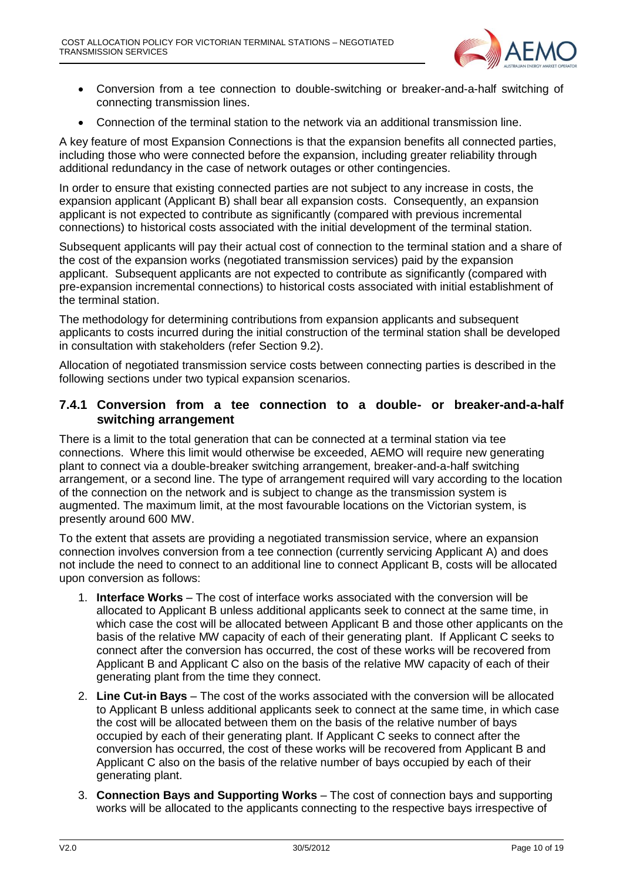- Conversion from a tee connection to double-switching or breaker-and-a-half switching of connecting transmission lines.
- Connection of the terminal station to the network via an additional transmission line.

A key feature of most Expansion Connections is that the expansion benefits all connected parties, including those who were connected before the expansion, including greater reliability through additional redundancy in the case of network outages or other contingencies.

In order to ensure that existing connected parties are not subject to any increase in costs, the expansion applicant (Applicant B) shall bear all expansion costs. Consequently, an expansion applicant is not expected to contribute as significantly (compared with previous incremental connections) to historical costs associated with the initial development of the terminal station.

Subsequent applicants will pay their actual cost of connection to the terminal station and a share of the cost of the expansion works (negotiated transmission services) paid by the expansion applicant. Subsequent applicants are not expected to contribute as significantly (compared with pre-expansion incremental connections) to historical costs associated with initial establishment of the terminal station.

The methodology for determining contributions from expansion applicants and subsequent applicants to costs incurred during the initial construction of the terminal station shall be developed in consultation with stakeholders (refer Section 9.2).

Allocation of negotiated transmission service costs between connecting parties is described in the following sections under two typical expansion scenarios.

### 7.4.1 Conversion from a tee connection to a double- or breaker-and-a-half switching arrangement

There is a limit to the total generation that can be connected at a terminal station via tee connections. Where this limit would otherwise be exceeded, AEMO will require new generating plant to connect via a double-breaker switching arrangement, breaker-and-a-half switching arrangement, or a second line. The type of arrangement required will vary according to the location of the connection on the network and is subject to change as the transmission system is augmented. The maximum limit, at the most favourable locations on the Victorian system, is presently around 600 MW.

To the extent that assets are providing a negotiated transmission service, where an expansion connection involves conversion from a tee connection (currently servicing Applicant A) and does not include the need to connect to an additional line to connect Applicant B, costs will be allocated upon conversion as follows:

1. **Interface Works** – The cost of interface works associated with the conversion will be allocated to Applicant B unless additional applicants seek to connect at the same time, in which case the cost will be allocated between Applicant B and those other applicants on the basis of the relative MW capacity of each of their generating plant. If Applicant C seeks to connect after the conversion has occurred, the cost of these works will be recovered from Applicant B and Applicant C also on the basis of the relative MW capacity of each of their generating plant from the time they connect.
2. **Line Cut-in Bays** – The cost of the works associated with the conversion will be allocated to Applicant B unless additional applicants seek to connect at the same time, in which case the cost will be allocated between them on the basis of the relative number of bays occupied by each of their generating plant. If Applicant C seeks to connect after the conversion has occurred, the cost of these works will be recovered from Applicant B and Applicant C also on the basis of the relative number of bays occupied by each of their generating plant.
3. **Connection Bays and Supporting Works** – The cost of connection bays and supporting works will be allocated to the applicants connecting to the respective bays irrespective of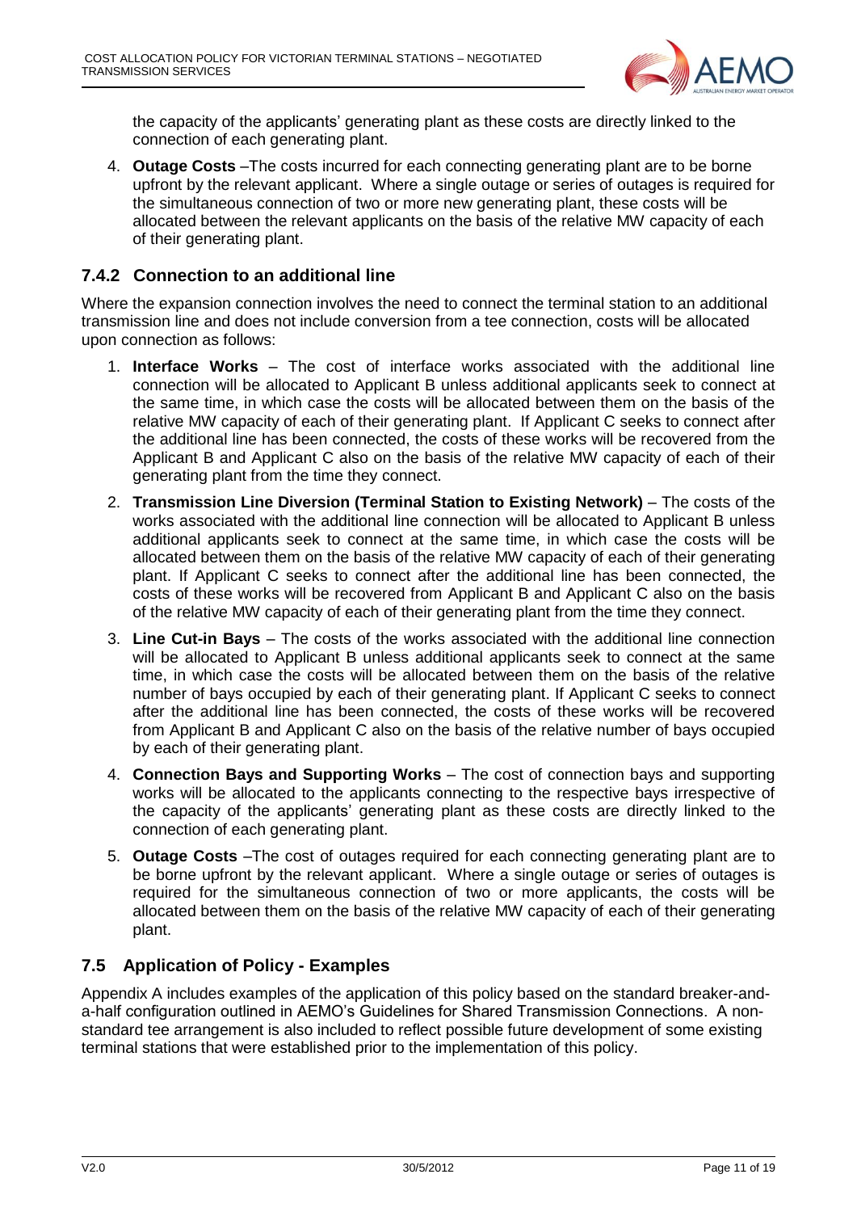the capacity of the applicants' generating plant as these costs are directly linked to the connection of each generating plant.

4. **Outage Costs** –The costs incurred for each connecting generating plant are to be borne upfront by the relevant applicant. Where a single outage or series of outages is required for the simultaneous connection of two or more new generating plant, these costs will be allocated between the relevant applicants on the basis of the relative MW capacity of each of their generating plant.

### 7.4.2 Connection to an additional line

Where the expansion connection involves the need to connect the terminal station to an additional transmission line and does not include conversion from a tee connection, costs will be allocated upon connection as follows:

1. **Interface Works** – The cost of interface works associated with the additional line connection will be allocated to Applicant B unless additional applicants seek to connect at the same time, in which case the costs will be allocated between them on the basis of the relative MW capacity of each of their generating plant. If Applicant C seeks to connect after the additional line has been connected, the costs of these works will be recovered from the Applicant B and Applicant C also on the basis of the relative MW capacity of each of their generating plant from the time they connect.
2. **Transmission Line Diversion (Terminal Station to Existing Network)** – The costs of the works associated with the additional line connection will be allocated to Applicant B unless additional applicants seek to connect at the same time, in which case the costs will be allocated between them on the basis of the relative MW capacity of each of their generating plant. If Applicant C seeks to connect after the additional line has been connected, the costs of these works will be recovered from Applicant B and Applicant C also on the basis of the relative MW capacity of each of their generating plant from the time they connect.
3. **Line Cut-in Bays** – The costs of the works associated with the additional line connection will be allocated to Applicant B unless additional applicants seek to connect at the same time, in which case the costs will be allocated between them on the basis of the relative number of bays occupied by each of their generating plant. If Applicant C seeks to connect after the additional line has been connected, the costs of these works will be recovered from Applicant B and Applicant C also on the basis of the relative number of bays occupied by each of their generating plant.
4. **Connection Bays and Supporting Works** – The cost of connection bays and supporting works will be allocated to the applicants connecting to the respective bays irrespective of the capacity of the applicants' generating plant as these costs are directly linked to the connection of each generating plant.
5. **Outage Costs** –The cost of outages required for each connecting generating plant are to be borne upfront by the relevant applicant. Where a single outage or series of outages is required for the simultaneous connection of two or more applicants, the costs will be allocated between them on the basis of the relative MW capacity of each of their generating plant.

## 7.5 Application of Policy - Examples

Appendix A includes examples of the application of this policy based on the standard breaker-and-a-half configuration outlined in AEMO's Guidelines for Shared Transmission Connections. A non-standard tee arrangement is also included to reflect possible future development of some existing terminal stations that were established prior to the implementation of this policy.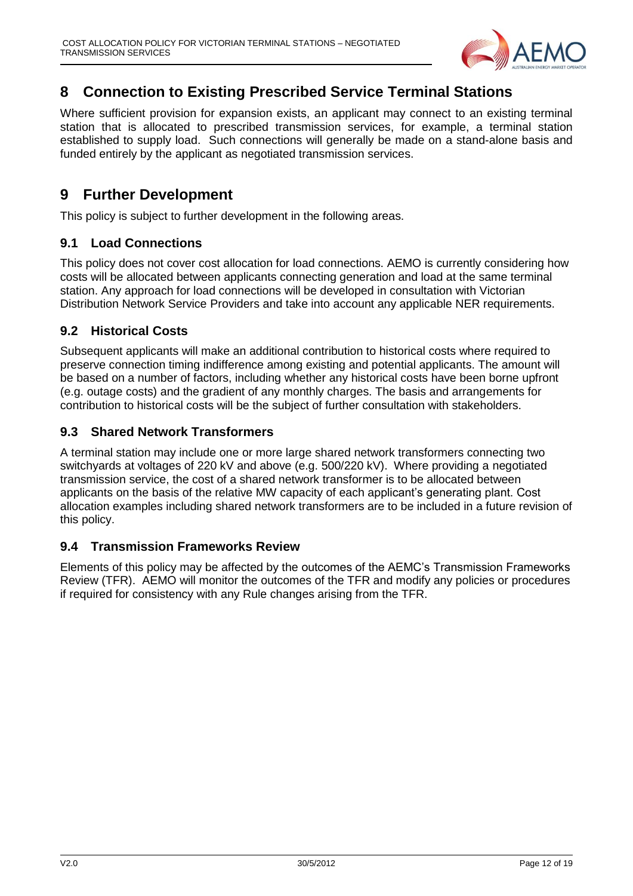## 8 Connection to Existing Prescribed Service Terminal Stations

Where sufficient provision for expansion exists, an applicant may connect to an existing terminal station that is allocated to prescribed transmission services, for example, a terminal station established to supply load. Such connections will generally be made on a stand-alone basis and funded entirely by the applicant as negotiated transmission services.

## 9 Further Development

This policy is subject to further development in the following areas.

### 9.1 Load Connections

This policy does not cover cost allocation for load connections. AEMO is currently considering how costs will be allocated between applicants connecting generation and load at the same terminal station. Any approach for load connections will be developed in consultation with Victorian Distribution Network Service Providers and take into account any applicable NER requirements.

### 9.2 Historical Costs

Subsequent applicants will make an additional contribution to historical costs where required to preserve connection timing indifference among existing and potential applicants. The amount will be based on a number of factors, including whether any historical costs have been borne upfront (e.g. outage costs) and the gradient of any monthly charges. The basis and arrangements for contribution to historical costs will be the subject of further consultation with stakeholders.

### 9.3 Shared Network Transformers

A terminal station may include one or more large shared network transformers connecting two switchyards at voltages of 220 kV and above (e.g. 500/220 kV). Where providing a negotiated transmission service, the cost of a shared network transformer is to be allocated between applicants on the basis of the relative MW capacity of each applicant's generating plant. Cost allocation examples including shared network transformers are to be included in a future revision of this policy.

### 9.4 Transmission Frameworks Review

Elements of this policy may be affected by the outcomes of the AEMC's Transmission Frameworks Review (TFR). AEMO will monitor the outcomes of the TFR and modify any policies or procedures if required for consistency with any Rule changes arising from the TFR.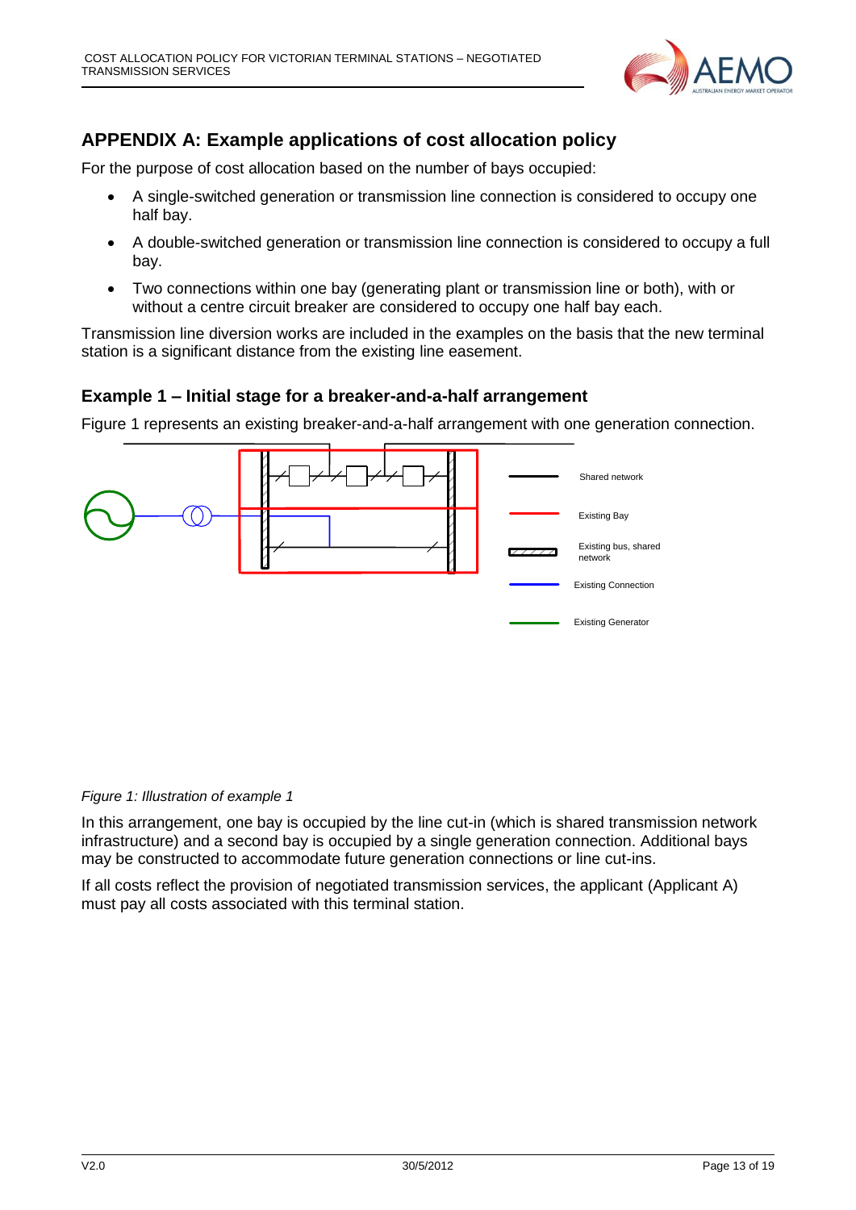## APPENDIX A: Example applications of cost allocation policy

For the purpose of cost allocation based on the number of bays occupied:

- A single-switched generation or transmission line connection is considered to occupy one half bay.
- A double-switched generation or transmission line connection is considered to occupy a full bay.
- Two connections within one bay (generating plant or transmission line or both), with or without a centre circuit breaker are considered to occupy one half bay each.

Transmission line diversion works are included in the examples on the basis that the new terminal station is a significant distance from the existing line easement.

### Example 1 – Initial stage for a breaker-and-a-half arrangement

Figure 1 represents an existing breaker-and-a-half arrangement with one generation connection.

Shared network

Existing Bay

Existing bus, shared network

Existing Connection

Existing Generator

*Figure 1: Illustration of example 1*

In this arrangement, one bay is occupied by the line cut-in (which is shared transmission network infrastructure) and a second bay is occupied by a single generation connection. Additional bays may be constructed to accommodate future generation connections or line cut-ins.

If all costs reflect the provision of negotiated transmission services, the applicant (Applicant A) must pay all costs associated with this terminal station.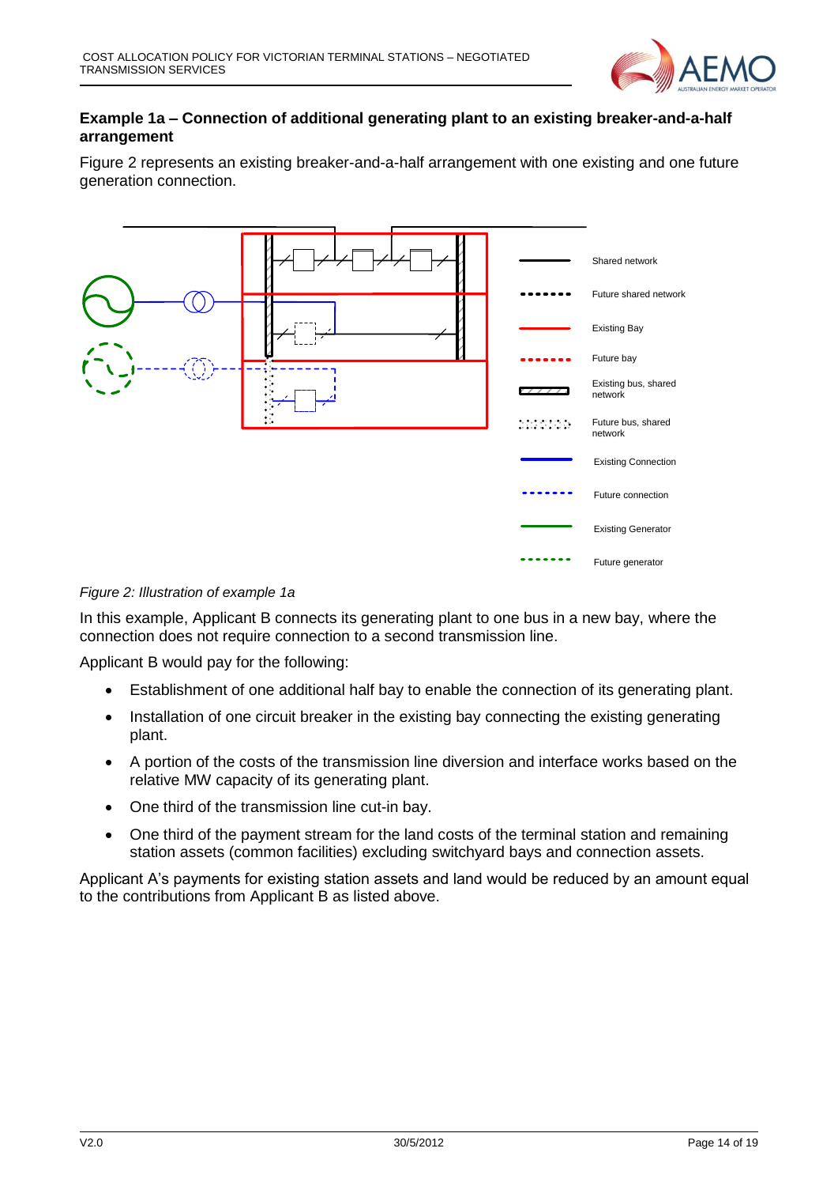### Example 1a – Connection of additional generating plant to an existing breaker-and-a-half arrangement

Figure 2 represents an existing breaker-and-a-half arrangement with one existing and one future generation connection.

Shared network
Future shared network
Existing Bay
Future bay
Existing bus, shared network
Future bus, shared network
Existing Connection
Future connection
Existing Generator
Future generator

*Figure 2: Illustration of example 1a*

In this example, Applicant B connects its generating plant to one bus in a new bay, where the connection does not require connection to a second transmission line.

Applicant B would pay for the following:

- Establishment of one additional half bay to enable the connection of its generating plant.
- Installation of one circuit breaker in the existing bay connecting the existing generating plant.
- A portion of the costs of the transmission line diversion and interface works based on the relative MW capacity of its generating plant.
- One third of the transmission line cut-in bay.
- One third of the payment stream for the land costs of the terminal station and remaining station assets (common facilities) excluding switchyard bays and connection assets.

Applicant A's payments for existing station assets and land would be reduced by an amount equal to the contributions from Applicant B as listed above.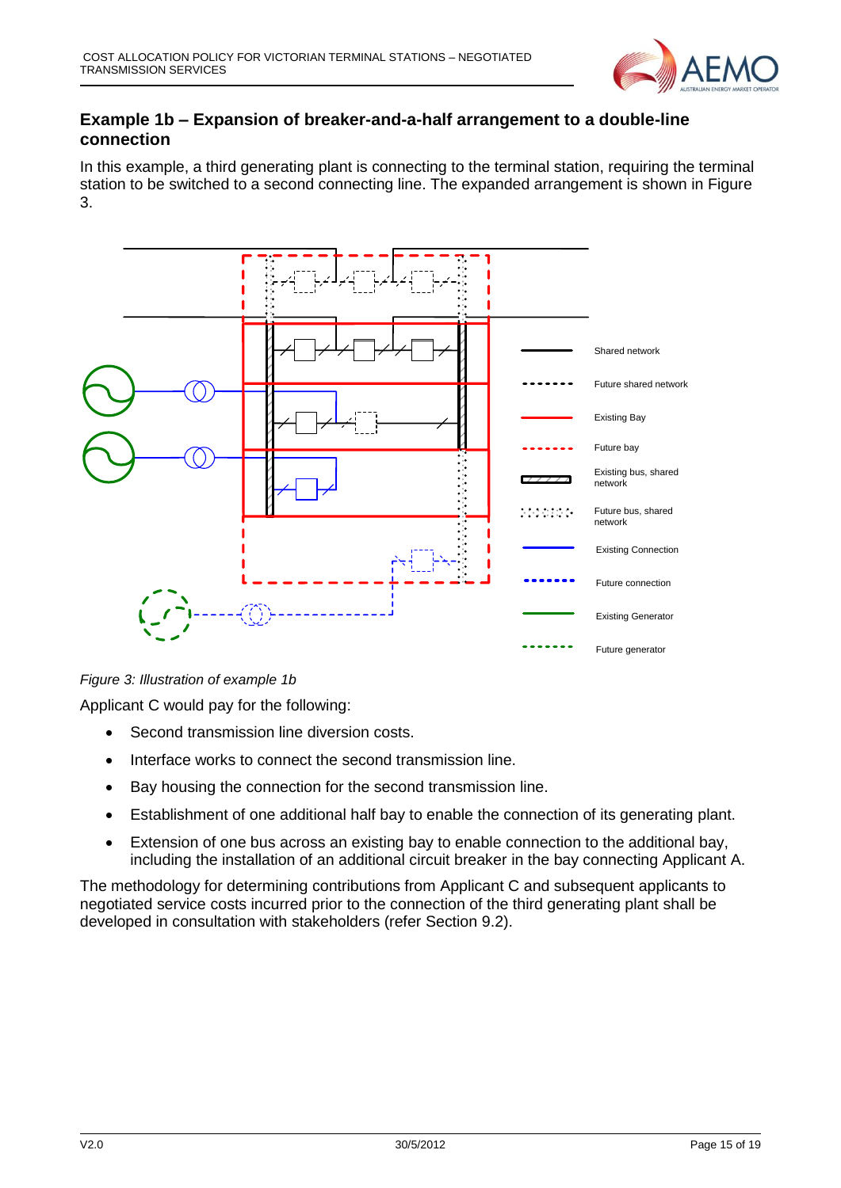### Example 1b – Expansion of breaker-and-a-half arrangement to a double-line connection

In this example, a third generating plant is connecting to the terminal station, requiring the terminal station to be switched to a second connecting line. The expanded arrangement is shown in Figure 3.

*Figure 3: Illustration of example 1b*

Applicant C would pay for the following:

- Second transmission line diversion costs.
- Interface works to connect the second transmission line.
- Bay housing the connection for the second transmission line.
- Establishment of one additional half bay to enable the connection of its generating plant.
- Extension of one bus across an existing bay to enable connection to the additional bay, including the installation of an additional circuit breaker in the bay connecting Applicant A.

The methodology for determining contributions from Applicant C and subsequent applicants to negotiated service costs incurred prior to the connection of the third generating plant shall be developed in consultation with stakeholders (refer Section 9.2).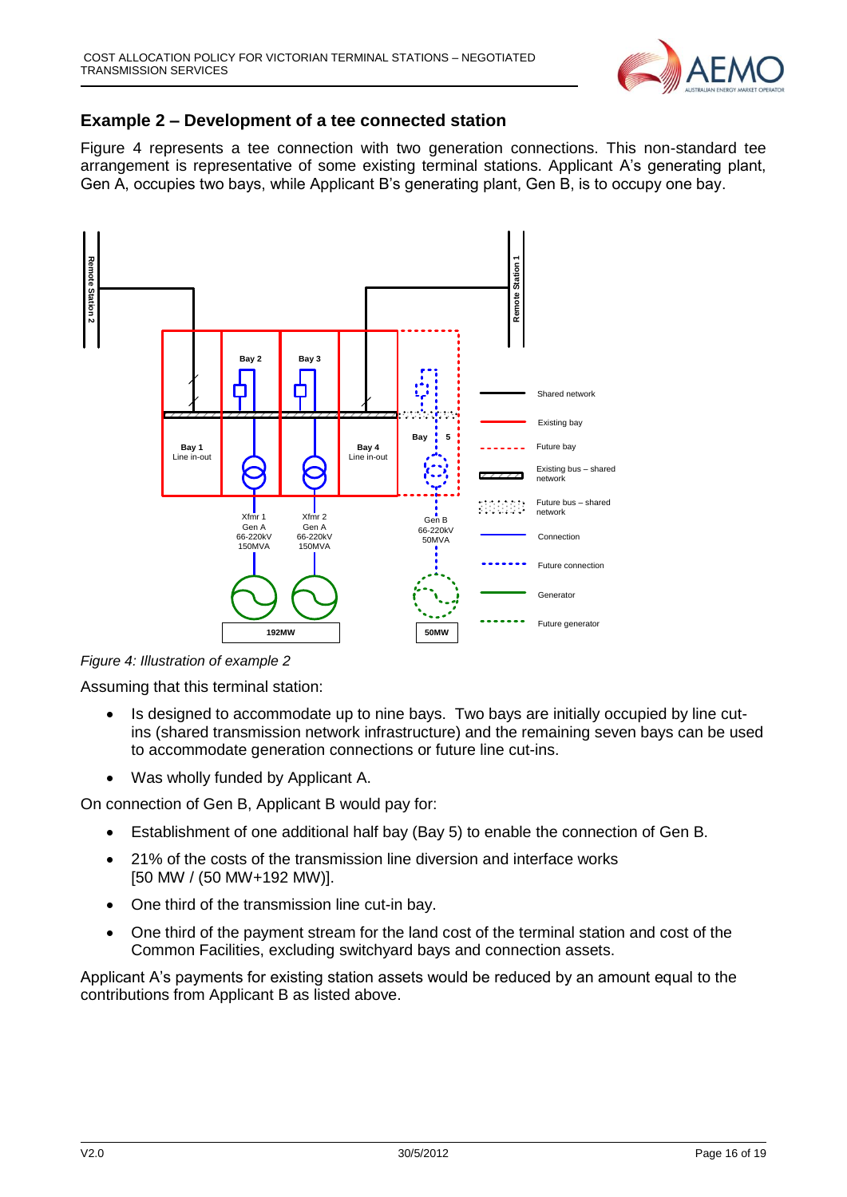## Example 2 – Development of a tee connected station

Figure 4 represents a tee connection with two generation connections. This non-standard tee arrangement is representative of some existing terminal stations. Applicant A's generating plant, Gen A, occupies two bays, while Applicant B's generating plant, Gen B, is to occupy one bay.

*Figure 4: Illustration of example 2*

Assuming that this terminal station:

- Is designed to accommodate up to nine bays. Two bays are initially occupied by line cut-ins (shared transmission network infrastructure) and the remaining seven bays can be used to accommodate generation connections or future line cut-ins.
- Was wholly funded by Applicant A.

On connection of Gen B, Applicant B would pay for:

- Establishment of one additional half bay (Bay 5) to enable the connection of Gen B.
- 21% of the costs of the transmission line diversion and interface works [50 MW / (50 MW+192 MW)].
- One third of the transmission line cut-in bay.
- One third of the payment stream for the land cost of the terminal station and cost of the Common Facilities, excluding switchyard bays and connection assets.

Applicant A's payments for existing station assets would be reduced by an amount equal to the contributions from Applicant B as listed above.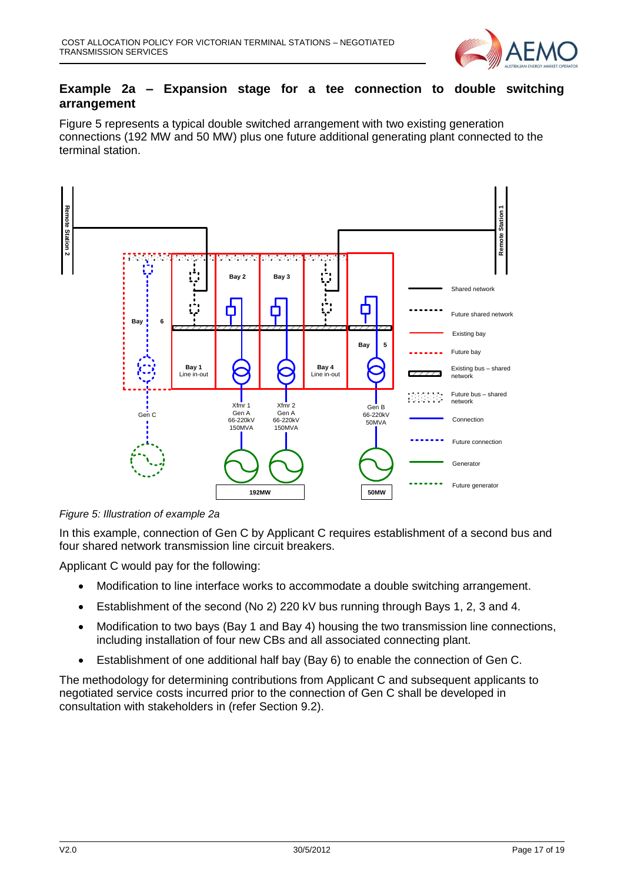## Example 2a – Expansion stage for a tee connection to double switching arrangement

Figure 5 represents a typical double switched arrangement with two existing generation connections (192 MW and 50 MW) plus one future additional generating plant connected to the terminal station.

*Figure 5: Illustration of example 2a*

In this example, connection of Gen C by Applicant C requires establishment of a second bus and four shared network transmission line circuit breakers.

Applicant C would pay for the following:

- Modification to line interface works to accommodate a double switching arrangement.
- Establishment of the second (No 2) 220 kV bus running through Bays 1, 2, 3 and 4.
- Modification to two bays (Bay 1 and Bay 4) housing the two transmission line connections, including installation of four new CBs and all associated connecting plant.
- Establishment of one additional half bay (Bay 6) to enable the connection of Gen C.

The methodology for determining contributions from Applicant C and subsequent applicants to negotiated service costs incurred prior to the connection of Gen C shall be developed in consultation with stakeholders in (refer Section 9.2).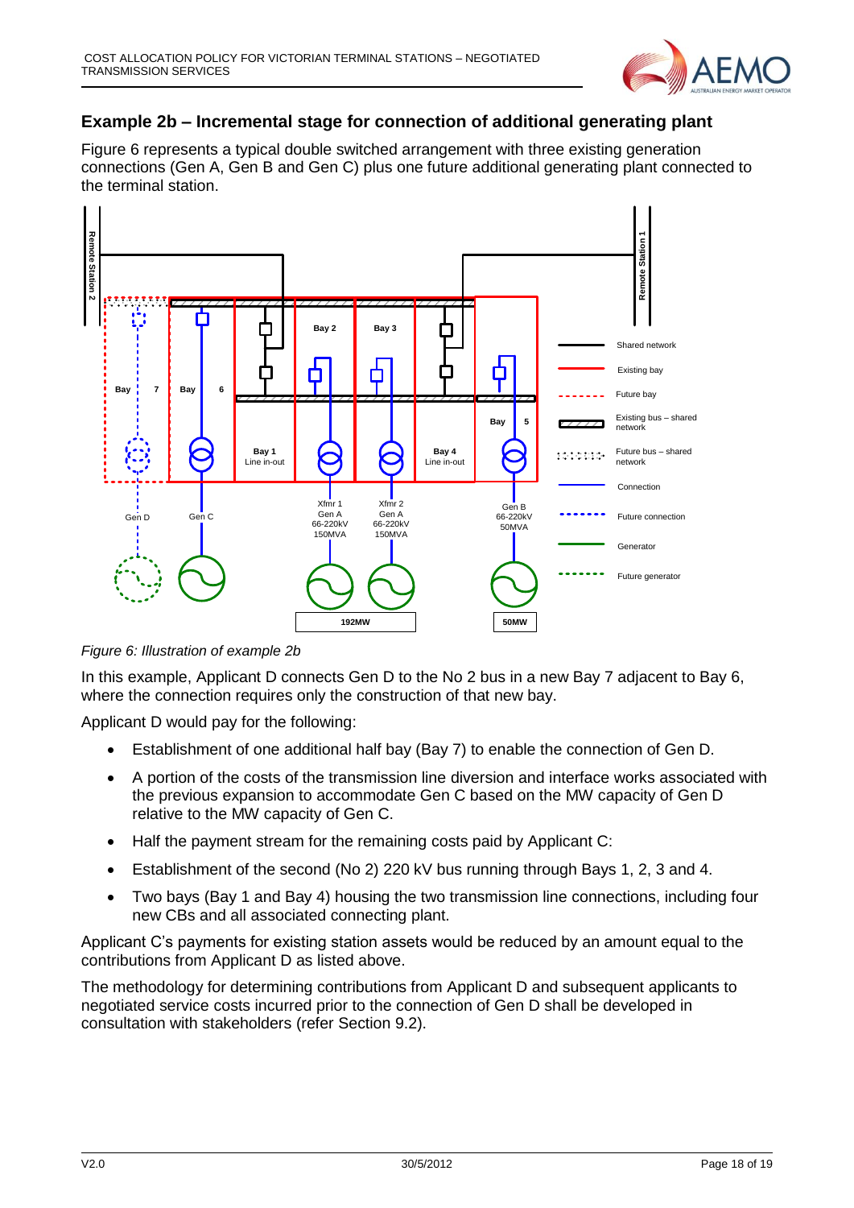### Example 2b – Incremental stage for connection of additional generating plant

Figure 6 represents a typical double switched arrangement with three existing generation connections (Gen A, Gen B and Gen C) plus one future additional generating plant connected to the terminal station.

*Figure 6: Illustration of example 2b*

In this example, Applicant D connects Gen D to the No 2 bus in a new Bay 7 adjacent to Bay 6, where the connection requires only the construction of that new bay.

Applicant D would pay for the following:

- Establishment of one additional half bay (Bay 7) to enable the connection of Gen D.
- A portion of the costs of the transmission line diversion and interface works associated with the previous expansion to accommodate Gen C based on the MW capacity of Gen D relative to the MW capacity of Gen C.
- Half the payment stream for the remaining costs paid by Applicant C:
- Establishment of the second (No 2) 220 kV bus running through Bays 1, 2, 3 and 4.
- Two bays (Bay 1 and Bay 4) housing the two transmission line connections, including four new CBs and all associated connecting plant.

Applicant C's payments for existing station assets would be reduced by an amount equal to the contributions from Applicant D as listed above.

The methodology for determining contributions from Applicant D and subsequent applicants to negotiated service costs incurred prior to the connection of Gen D shall be developed in consultation with stakeholders (refer Section 9.2).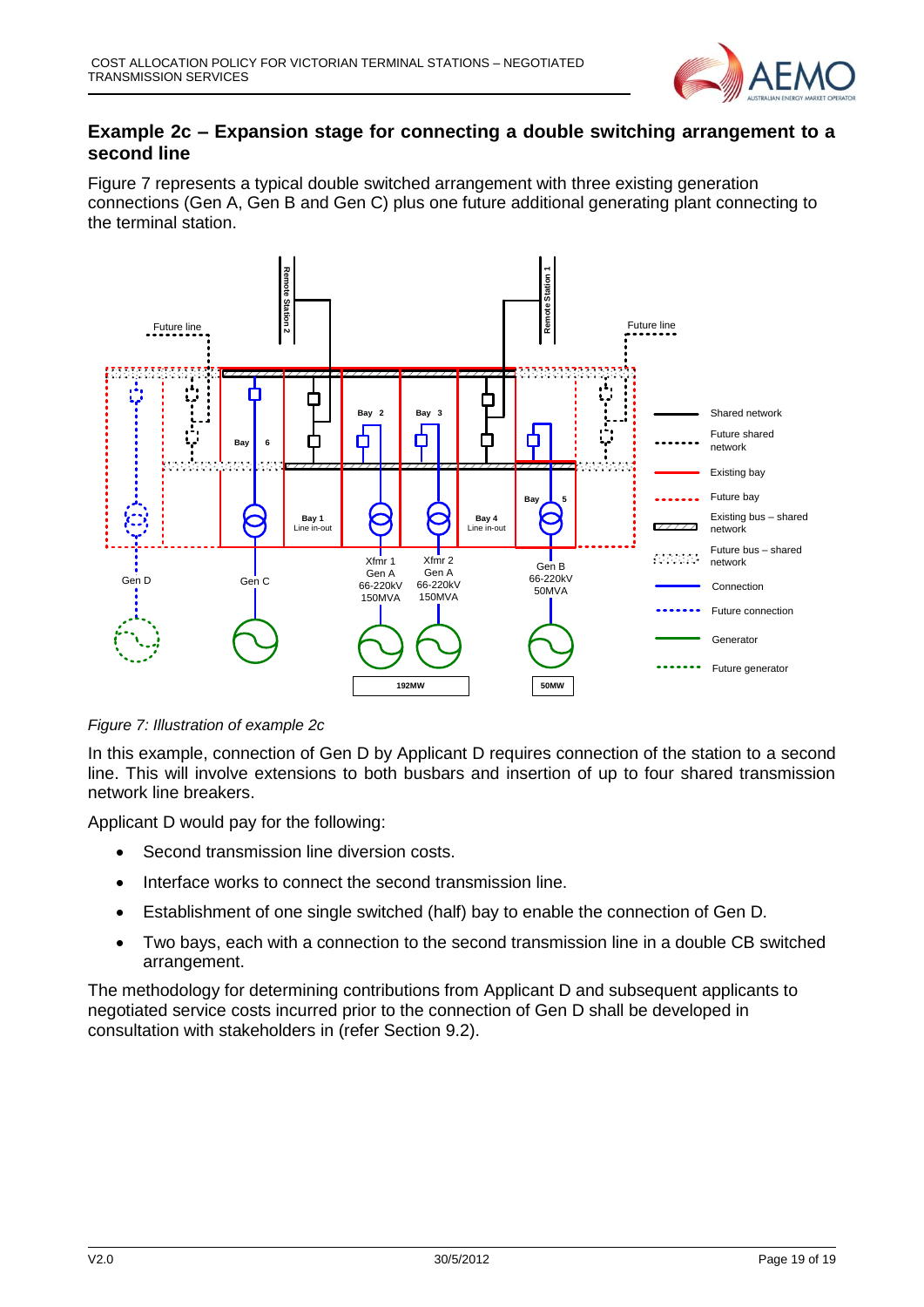## Example 2c – Expansion stage for connecting a double switching arrangement to a second line

Figure 7 represents a typical double switched arrangement with three existing generation connections (Gen A, Gen B and Gen C) plus one future additional generating plant connecting to the terminal station.

Remote Station 2
Remote Station 1
Future line
Future line
Bay 2
Bay 3
Bay 6
Bay 1
Line in-out
Bay 4
Line in-out
Bay 5
Gen D
Gen C
Xfmr 1
Gen A
66-220kV
150MVA
Xfmr 2
Gen A
66-220kV
150MVA
Gen B
66-220kV
50MVA
192MW
50MW
Shared network
Future shared network
Existing bay
Future bay
Existing bus – shared network
Future bus – shared network
Connection
Future connection
Generator
Future generator

*Figure 7: Illustration of example 2c*

In this example, connection of Gen D by Applicant D requires connection of the station to a second line. This will involve extensions to both busbars and insertion of up to four shared transmission network line breakers.

Applicant D would pay for the following:

- Second transmission line diversion costs.
- Interface works to connect the second transmission line.
- Establishment of one single switched (half) bay to enable the connection of Gen D.
- Two bays, each with a connection to the second transmission line in a double CB switched arrangement.

The methodology for determining contributions from Applicant D and subsequent applicants to negotiated service costs incurred prior to the connection of Gen D shall be developed in consultation with stakeholders in (refer Section 9.2).